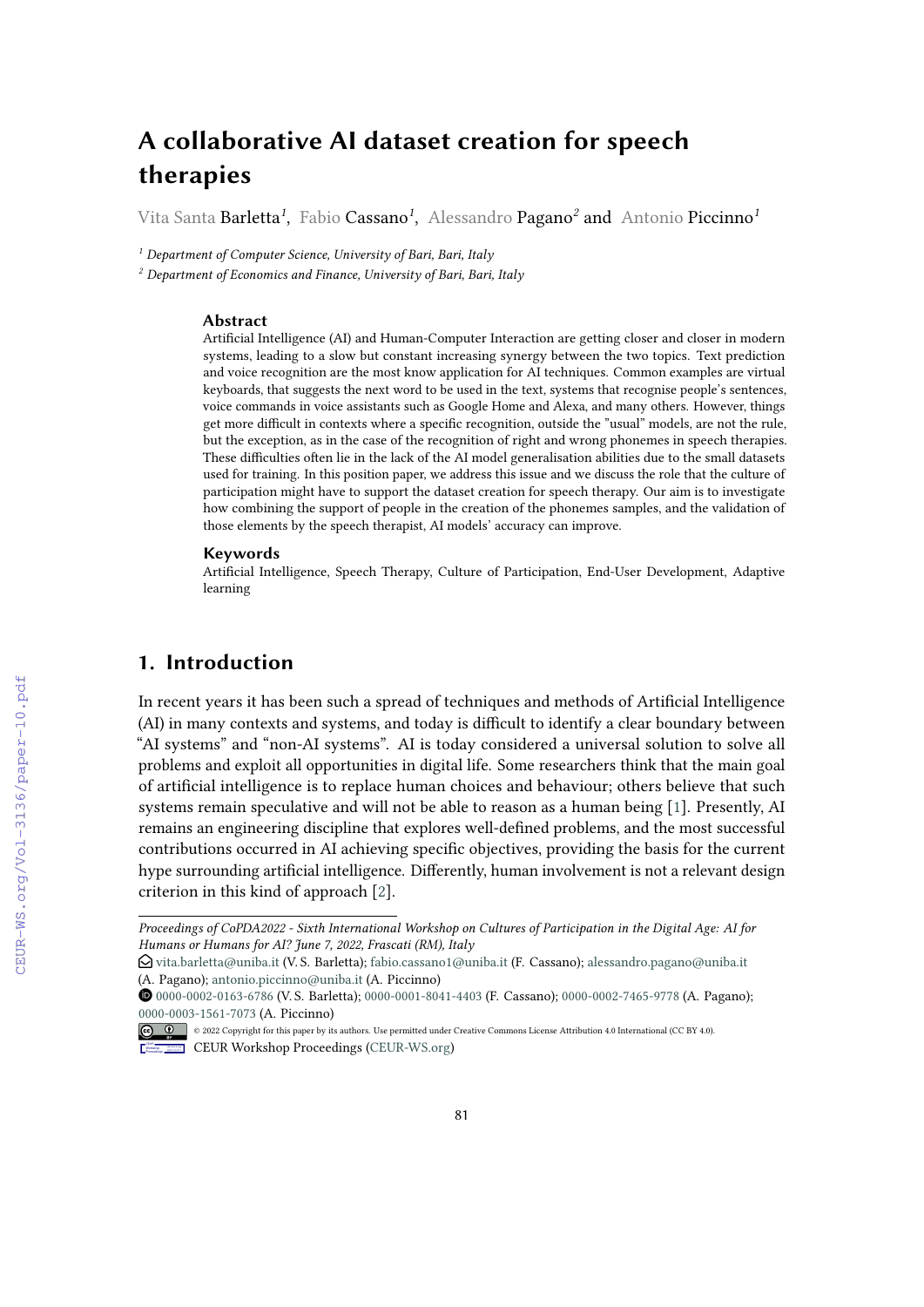# A collaborative AI dataset creation for speech therapies

Vita Santa Barletta[1], Fabio Cassano[1], Alessandro Pagano[2] and Antonio Piccinno[1]

[1] *Department of Computer Science, University of Bari, Bari, Italy*

[2] *Department of Economics and Finance, University of Bari, Bari, Italy*

### Abstract

Artificial Intelligence (AI) and Human-Computer Interaction are getting closer and closer in modern systems, leading to a slow but constant increasing synergy between the two topics. Text prediction and voice recognition are the most know application for AI techniques. Common examples are virtual keyboards, that suggests the next word to be used in the text, systems that recognise people's sentences, voice commands in voice assistants such as Google Home and Alexa, and many others. However, things get more difficult in contexts where a specific recognition, outside the "usual" models, are not the rule, but the exception, as in the case of the recognition of right and wrong phonemes in speech therapies. These difficulties often lie in the lack of the AI model generalisation abilities due to the small datasets used for training. In this position paper, we address this issue and we discuss the role that the culture of participation might have to support the dataset creation for speech therapy. Our aim is to investigate how combining the support of people in the creation of the phonemes samples, and the validation of those elements by the speech therapist, AI models' accuracy can improve.

### Keywords

Artificial Intelligence, Speech Therapy, Culture of Participation, End-User Development, Adaptive learning

## 1. Introduction

In recent years it has been such a spread of techniques and methods of Artificial Intelligence (AI) in many contexts and systems, and today is difficult to identify a clear boundary between "AI systems" and "non-AI systems". AI is today considered a universal solution to solve all problems and exploit all opportunities in digital life. Some researchers think that the main goal of artificial intelligence is to replace human choices and behaviour; others believe that such systems remain speculative and will not be able to reason as a human being [1]. Presently, AI remains an engineering discipline that explores well-defined problems, and the most successful contributions occurred in AI achieving specific objectives, providing the basis for the current hype surrounding artificial intelligence. Differently, human involvement is not a relevant design criterion in this kind of approach [2].

---

*Proceedings of CoPDA2022 - Sixth International Workshop on Cultures of Participation in the Digital Age: AI for Humans or Humans for AI? June 7, 2022, Frascati (RM), Italy*

vita.barletta@uniba.it (V. S. Barletta); fabio.cassano1@uniba.it (F. Cassano); alessandro.pagano@uniba.it (A. Pagano); antonio.piccinno@uniba.it (A. Piccinno)

0000-0002-0163-6786 (V. S. Barletta); 0000-0001-8041-4403 (F. Cassano); 0000-0002-7465-9778 (A. Pagano); 0000-0003-1561-7073 (A. Piccinno)

© 2022 Copyright for this paper by its authors. Use permitted under Creative Commons License Attribution 4.0 International (CC BY 4.0).

CEUR Workshop Proceedings (CEUR-WS.org)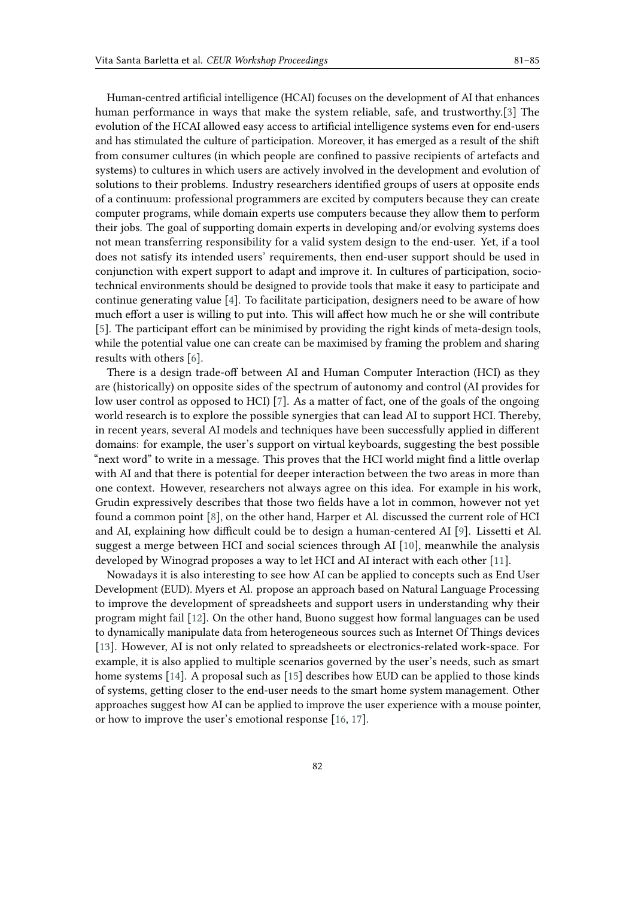Human-centred artificial intelligence (HCAI) focuses on the development of AI that enhances human performance in ways that make the system reliable, safe, and trustworthy.[3] The evolution of the HCAI allowed easy access to artificial intelligence systems even for end-users and has stimulated the culture of participation. Moreover, it has emerged as a result of the shift from consumer cultures (in which people are confined to passive recipients of artefacts and systems) to cultures in which users are actively involved in the development and evolution of solutions to their problems. Industry researchers identified groups of users at opposite ends of a continuum: professional programmers are excited by computers because they can create computer programs, while domain experts use computers because they allow them to perform their jobs. The goal of supporting domain experts in developing and/or evolving systems does not mean transferring responsibility for a valid system design to the end-user. Yet, if a tool does not satisfy its intended users' requirements, then end-user support should be used in conjunction with expert support to adapt and improve it. In cultures of participation, socio-technical environments should be designed to provide tools that make it easy to participate and continue generating value [4]. To facilitate participation, designers need to be aware of how much effort a user is willing to put into. This will affect how much he or she will contribute [5]. The participant effort can be minimised by providing the right kinds of meta-design tools, while the potential value one can create can be maximised by framing the problem and sharing results with others [6].

There is a design trade-off between AI and Human Computer Interaction (HCI) as they are (historically) on opposite sides of the spectrum of autonomy and control (AI provides for low user control as opposed to HCI) [7]. As a matter of fact, one of the goals of the ongoing world research is to explore the possible synergies that can lead AI to support HCI. Thereby, in recent years, several AI models and techniques have been successfully applied in different domains: for example, the user's support on virtual keyboards, suggesting the best possible "next word" to write in a message. This proves that the HCI world might find a little overlap with AI and that there is potential for deeper interaction between the two areas in more than one context. However, researchers not always agree on this idea. For example in his work, Grudin expressively describes that those two fields have a lot in common, however not yet found a common point [8], on the other hand, Harper et Al. discussed the current role of HCI and AI, explaining how difficult could be to design a human-centered AI [9]. Lissetti et Al. suggest a merge between HCI and social sciences through AI [10], meanwhile the analysis developed by Winograd proposes a way to let HCI and AI interact with each other [11].

Nowadays it is also interesting to see how AI can be applied to concepts such as End User Development (EUD). Myers et Al. propose an approach based on Natural Language Processing to improve the development of spreadsheets and support users in understanding why their program might fail [12]. On the other hand, Buono suggest how formal languages can be used to dynamically manipulate data from heterogeneous sources such as Internet Of Things devices [13]. However, AI is not only related to spreadsheets or electronics-related work-space. For example, it is also applied to multiple scenarios governed by the user's needs, such as smart home systems [14]. A proposal such as [15] describes how EUD can be applied to those kinds of systems, getting closer to the end-user needs to the smart home system management. Other approaches suggest how AI can be applied to improve the user experience with a mouse pointer, or how to improve the user's emotional response [16, 17].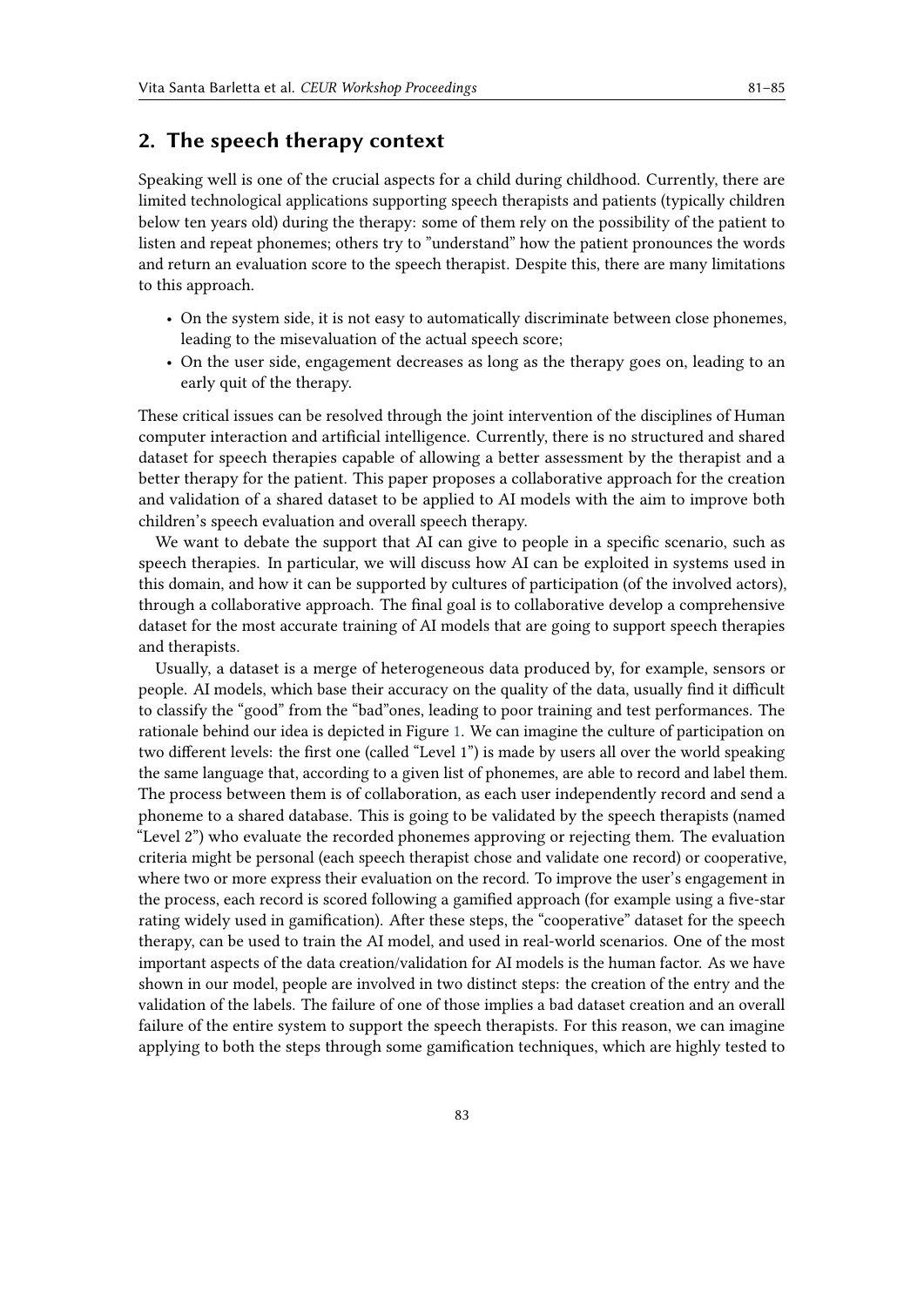## 2. The speech therapy context

Speaking well is one of the crucial aspects for a child during childhood. Currently, there are limited technological applications supporting speech therapists and patients (typically children below ten years old) during the therapy: some of them rely on the possibility of the patient to listen and repeat phonemes; others try to "understand" how the patient pronounces the words and return an evaluation score to the speech therapist. Despite this, there are many limitations to this approach.

- On the system side, it is not easy to automatically discriminate between close phonemes, leading to the misevaluation of the actual speech score;
- On the user side, engagement decreases as long as the therapy goes on, leading to an early quit of the therapy.

These critical issues can be resolved through the joint intervention of the disciplines of Human computer interaction and artificial intelligence. Currently, there is no structured and shared dataset for speech therapies capable of allowing a better assessment by the therapist and a better therapy for the patient. This paper proposes a collaborative approach for the creation and validation of a shared dataset to be applied to AI models with the aim to improve both children's speech evaluation and overall speech therapy.

We want to debate the support that AI can give to people in a specific scenario, such as speech therapies. In particular, we will discuss how AI can be exploited in systems used in this domain, and how it can be supported by cultures of participation (of the involved actors), through a collaborative approach. The final goal is to collaborative develop a comprehensive dataset for the most accurate training of AI models that are going to support speech therapies and therapists.

Usually, a dataset is a merge of heterogeneous data produced by, for example, sensors or people. AI models, which base their accuracy on the quality of the data, usually find it difficult to classify the "good" from the "bad"ones, leading to poor training and test performances. The rationale behind our idea is depicted in Figure 1. We can imagine the culture of participation on two different levels: the first one (called "Level 1") is made by users all over the world speaking the same language that, according to a given list of phonemes, are able to record and label them. The process between them is of collaboration, as each user independently record and send a phoneme to a shared database. This is going to be validated by the speech therapists (named "Level 2") who evaluate the recorded phonemes approving or rejecting them. The evaluation criteria might be personal (each speech therapist chose and validate one record) or cooperative, where two or more express their evaluation on the record. To improve the user's engagement in the process, each record is scored following a gamified approach (for example using a five-star rating widely used in gamification). After these steps, the "cooperative" dataset for the speech therapy, can be used to train the AI model, and used in real-world scenarios. One of the most important aspects of the data creation/validation for AI models is the human factor. As we have shown in our model, people are involved in two distinct steps: the creation of the entry and the validation of the labels. The failure of one of those implies a bad dataset creation and an overall failure of the entire system to support the speech therapists. For this reason, we can imagine applying to both the steps through some gamification techniques, which are highly tested to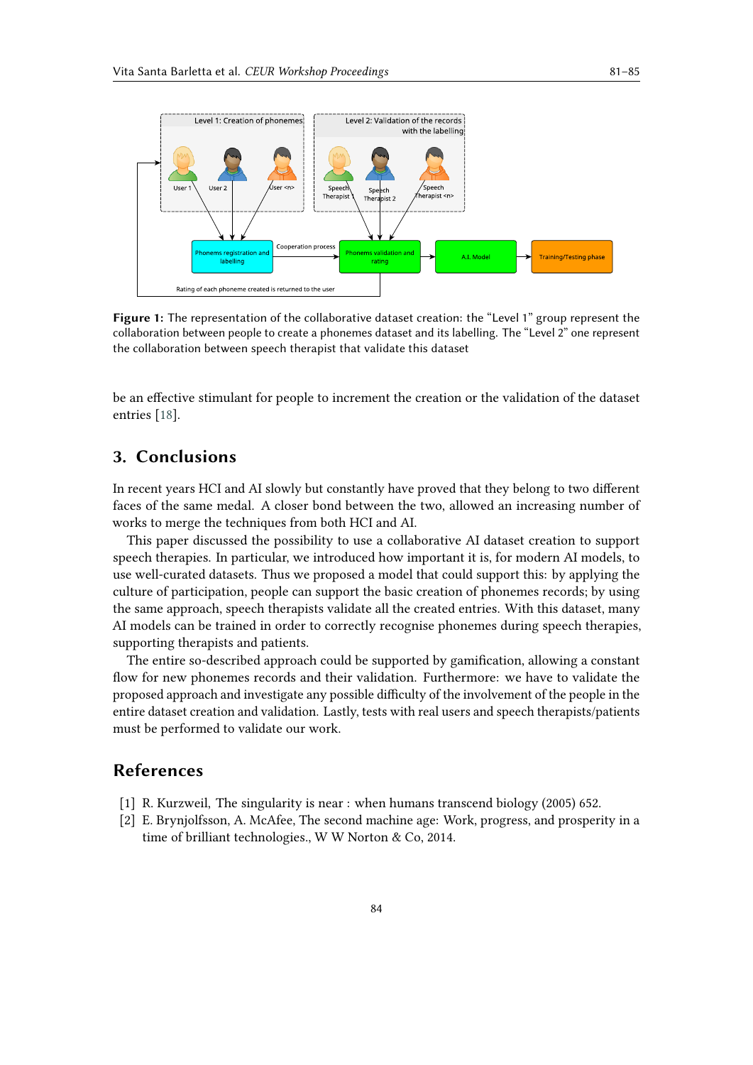**Figure 1:** The representation of the collaborative dataset creation: the "Level 1" group represent the collaboration between people to create a phonemes dataset and its labelling. The "Level 2" one represent the collaboration between speech therapist that validate this dataset

be an effective stimulant for people to increment the creation or the validation of the dataset entries [18].

## 3. Conclusions

In recent years HCI and AI slowly but constantly have proved that they belong to two different faces of the same medal. A closer bond between the two, allowed an increasing number of works to merge the techniques from both HCI and AI.

This paper discussed the possibility to use a collaborative AI dataset creation to support speech therapies. In particular, we introduced how important it is, for modern AI models, to use well-curated datasets. Thus we proposed a model that could support this: by applying the culture of participation, people can support the basic creation of phonemes records; by using the same approach, speech therapists validate all the created entries. With this dataset, many AI models can be trained in order to correctly recognise phonemes during speech therapies, supporting therapists and patients.

The entire so-described approach could be supported by gamification, allowing a constant flow for new phonemes records and their validation. Furthermore: we have to validate the proposed approach and investigate any possible difficulty of the involvement of the people in the entire dataset creation and validation. Lastly, tests with real users and speech therapists/patients must be performed to validate our work.

## References

[1] R. Kurzweil, The singularity is near : when humans transcend biology (2005) 652.

[2] E. Brynjolfsson, A. McAfee, The second machine age: Work, progress, and prosperity in a time of brilliant technologies., W W Norton & Co, 2014.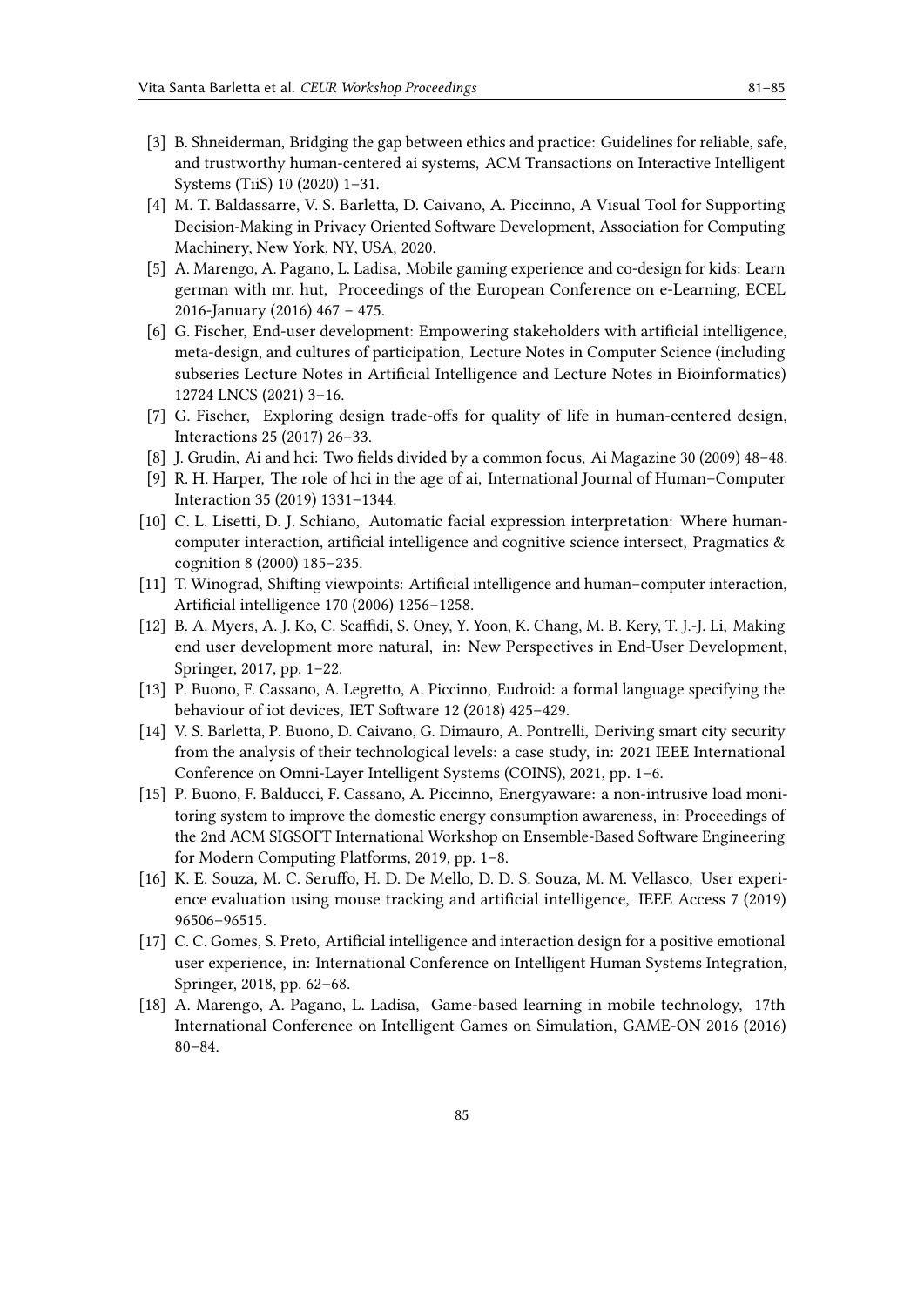[3] B. Shneiderman, Bridging the gap between ethics and practice: Guidelines for reliable, safe, and trustworthy human-centered ai systems, ACM Transactions on Interactive Intelligent Systems (TiiS) 10 (2020) 1–31.

[4] M. T. Baldassarre, V. S. Barletta, D. Caivano, A. Piccinno, A Visual Tool for Supporting Decision-Making in Privacy Oriented Software Development, Association for Computing Machinery, New York, NY, USA, 2020.

[5] A. Marengo, A. Pagano, L. Ladisa, Mobile gaming experience and co-design for kids: Learn german with mr. hut, Proceedings of the European Conference on e-Learning, ECEL 2016-January (2016) 467 – 475.

[6] G. Fischer, End-user development: Empowering stakeholders with artificial intelligence, meta-design, and cultures of participation, Lecture Notes in Computer Science (including subseries Lecture Notes in Artificial Intelligence and Lecture Notes in Bioinformatics) 12724 LNCS (2021) 3–16.

[7] G. Fischer, Exploring design trade-offs for quality of life in human-centered design, Interactions 25 (2017) 26–33.

[8] J. Grudin, Ai and hci: Two fields divided by a common focus, Ai Magazine 30 (2009) 48–48.

[9] R. H. Harper, The role of hci in the age of ai, International Journal of Human–Computer Interaction 35 (2019) 1331–1344.

[10] C. L. Lisetti, D. J. Schiano, Automatic facial expression interpretation: Where human-computer interaction, artificial intelligence and cognitive science intersect, Pragmatics & cognition 8 (2000) 185–235.

[11] T. Winograd, Shifting viewpoints: Artificial intelligence and human–computer interaction, Artificial intelligence 170 (2006) 1256–1258.

[12] B. A. Myers, A. J. Ko, C. Scaffidi, S. Oney, Y. Yoon, K. Chang, M. B. Kery, T. J.-J. Li, Making end user development more natural, in: New Perspectives in End-User Development, Springer, 2017, pp. 1–22.

[13] P. Buono, F. Cassano, A. Legretto, A. Piccinno, Eudroid: a formal language specifying the behaviour of iot devices, IET Software 12 (2018) 425–429.

[14] V. S. Barletta, P. Buono, D. Caivano, G. Dimauro, A. Pontrelli, Deriving smart city security from the analysis of their technological levels: a case study, in: 2021 IEEE International Conference on Omni-Layer Intelligent Systems (COINS), 2021, pp. 1–6.

[15] P. Buono, F. Balducci, F. Cassano, A. Piccinno, Energyaware: a non-intrusive load monitoring system to improve the domestic energy consumption awareness, in: Proceedings of the 2nd ACM SIGSOFT International Workshop on Ensemble-Based Software Engineering for Modern Computing Platforms, 2019, pp. 1–8.

[16] K. E. Souza, M. C. Seruffo, H. D. De Mello, D. D. S. Souza, M. M. Vellasco, User experience evaluation using mouse tracking and artificial intelligence, IEEE Access 7 (2019) 96506–96515.

[17] C. C. Gomes, S. Preto, Artificial intelligence and interaction design for a positive emotional user experience, in: International Conference on Intelligent Human Systems Integration, Springer, 2018, pp. 62–68.

[18] A. Marengo, A. Pagano, L. Ladisa, Game-based learning in mobile technology, 17th International Conference on Intelligent Games on Simulation, GAME-ON 2016 (2016) 80–84.